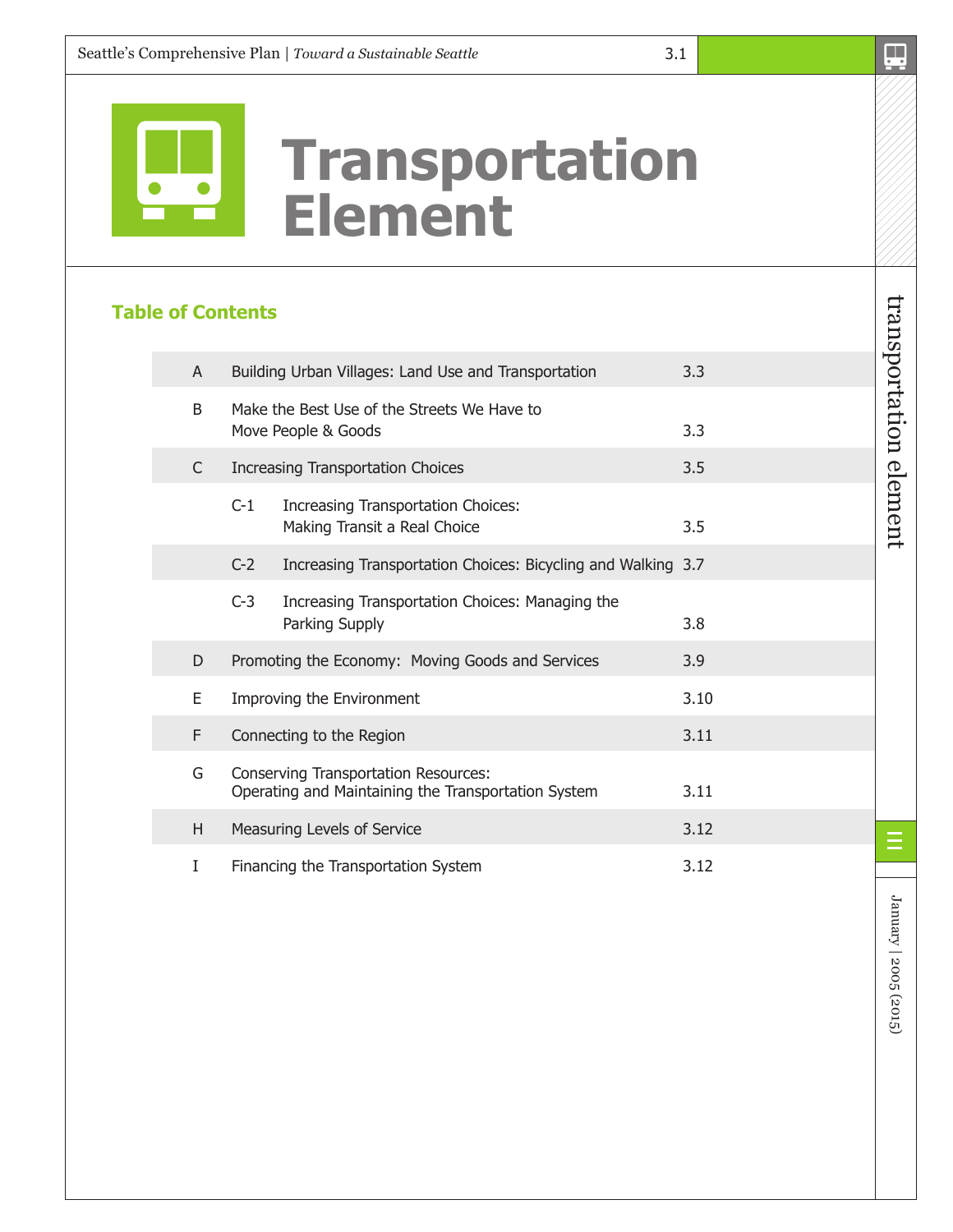# Transportation Element

## Table of Contents

| | | | |
|---|---|---|---|
| A | Building Urban Villages: Land Use and Transportation | | 3.3 |
| B | Make the Best Use of the Streets We Have to Move People & Goods | | 3.3 |
| C | Increasing Transportation Choices | | 3.5 |
| | C-1 | Increasing Transportation Choices: Making Transit a Real Choice | 3.5 |
| | C-2 | Increasing Transportation Choices: Bicycling and Walking | 3.7 |
| | C-3 | Increasing Transportation Choices: Managing the Parking Supply | 3.8 |
| D | Promoting the Economy: Moving Goods and Services | | 3.9 |
| E | Improving the Environment | | 3.10 |
| F | Connecting to the Region | | 3.11 |
| G | Conserving Transportation Resources: Operating and Maintaining the Transportation System | | 3.11 |
| H | Measuring Levels of Service | | 3.12 |
| I | Financing the Transportation System | | 3.12 |

January | 2005 (2015)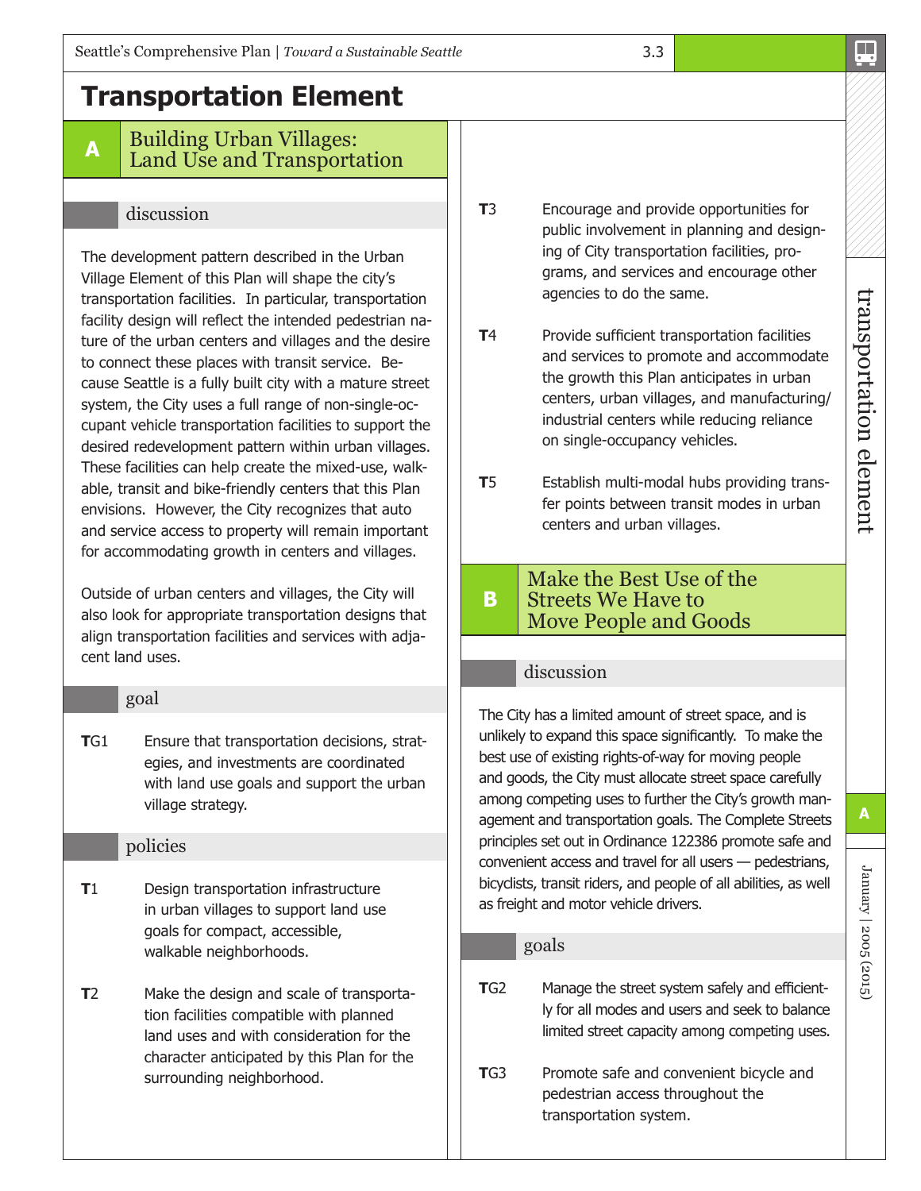# Transportation Element

## A Building Urban Villages: Land Use and Transportation

### discussion

The development pattern described in the Urban Village Element of this Plan will shape the city's transportation facilities. In particular, transportation facility design will reflect the intended pedestrian nature of the urban centers and villages and the desire to connect these places with transit service. Because Seattle is a fully built city with a mature street system, the City uses a full range of non-single-occupant vehicle transportation facilities to support the desired redevelopment pattern within urban villages. These facilities can help create the mixed-use, walkable, transit and bike-friendly centers that this Plan envisions. However, the City recognizes that auto and service access to property will remain important for accommodating growth in centers and villages.

Outside of urban centers and villages, the City will also look for appropriate transportation designs that align transportation facilities and services with adjacent land uses.

### goal

**T**G1 Ensure that transportation decisions, strategies, and investments are coordinated with land use goals and support the urban village strategy.

### policies

**T**1 Design transportation infrastructure in urban villages to support land use goals for compact, accessible, walkable neighborhoods.

**T**2 Make the design and scale of transportation facilities compatible with planned land uses and with consideration for the character anticipated by this Plan for the surrounding neighborhood.

**T**3 Encourage and provide opportunities for public involvement in planning and designing of City transportation facilities, programs, and services and encourage other agencies to do the same.

**T**4 Provide sufficient transportation facilities and services to promote and accommodate the growth this Plan anticipates in urban centers, urban villages, and manufacturing/industrial centers while reducing reliance on single-occupancy vehicles.

**T**5 Establish multi-modal hubs providing transfer points between transit modes in urban centers and urban villages.

## B Make the Best Use of the Streets We Have to Move People and Goods

### discussion

The City has a limited amount of street space, and is unlikely to expand this space significantly. To make the best use of existing rights-of-way for moving people and goods, the City must allocate street space carefully among competing uses to further the City's growth management and transportation goals. The Complete Streets principles set out in Ordinance 122386 promote safe and convenient access and travel for all users — pedestrians, bicyclists, transit riders, and people of all abilities, as well as freight and motor vehicle drivers.

### goals

**T**G2 Manage the street system safely and efficiently for all modes and users and seek to balance limited street capacity among competing uses.

**T**G3 Promote safe and convenient bicycle and pedestrian access throughout the transportation system.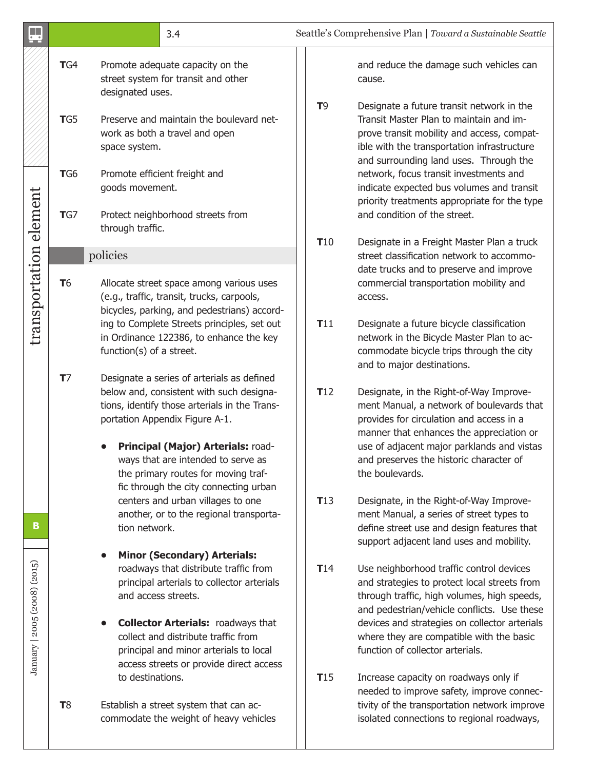**T**G4 Promote adequate capacity on the street system for transit and other designated uses.

**T**G5 Preserve and maintain the boulevard network as both a travel and open space system.

**T**G6 Promote efficient freight and goods movement.

**T**G7 Protect neighborhood streets from through traffic.

## policies

**T**6 Allocate street space among various uses (e.g., traffic, transit, trucks, carpools, bicycles, parking, and pedestrians) according to Complete Streets principles, set out in Ordinance 122386, to enhance the key function(s) of a street.

**T**7 Designate a series of arterials as defined below and, consistent with such designations, identify those arterials in the Transportation Appendix Figure A-1.

- **Principal (Major) Arterials:** roadways that are intended to serve as the primary routes for moving traffic through the city connecting urban centers and urban villages to one another, or to the regional transportation network.
- **Minor (Secondary) Arterials:** roadways that distribute traffic from principal arterials to collector arterials and access streets.
- **Collector Arterials:** roadways that collect and distribute traffic from principal and minor arterials to local access streets or provide direct access to destinations.

**T**8 Establish a street system that can accommodate the weight of heavy vehicles and reduce the damage such vehicles can cause.

**T**9 Designate a future transit network in the Transit Master Plan to maintain and improve transit mobility and access, compatible with the transportation infrastructure and surrounding land uses. Through the network, focus transit investments and indicate expected bus volumes and transit priority treatments appropriate for the type and condition of the street.

**T**10 Designate in a Freight Master Plan a truck street classification network to accommodate trucks and to preserve and improve commercial transportation mobility and access.

**T**11 Designate a future bicycle classification network in the Bicycle Master Plan to accommodate bicycle trips through the city and to major destinations.

**T**12 Designate, in the Right-of-Way Improvement Manual, a network of boulevards that provides for circulation and access in a manner that enhances the appreciation or use of adjacent major parklands and vistas and preserves the historic character of the boulevards.

**T**13 Designate, in the Right-of-Way Improvement Manual, a series of street types to define street use and design features that support adjacent land uses and mobility.

**T**14 Use neighborhood traffic control devices and strategies to protect local streets from through traffic, high volumes, high speeds, and pedestrian/vehicle conflicts. Use these devices and strategies on collector arterials where they are compatible with the basic function of collector arterials.

**T**15 Increase capacity on roadways only if needed to improve safety, improve connectivity of the transportation network improve isolated connections to regional roadways,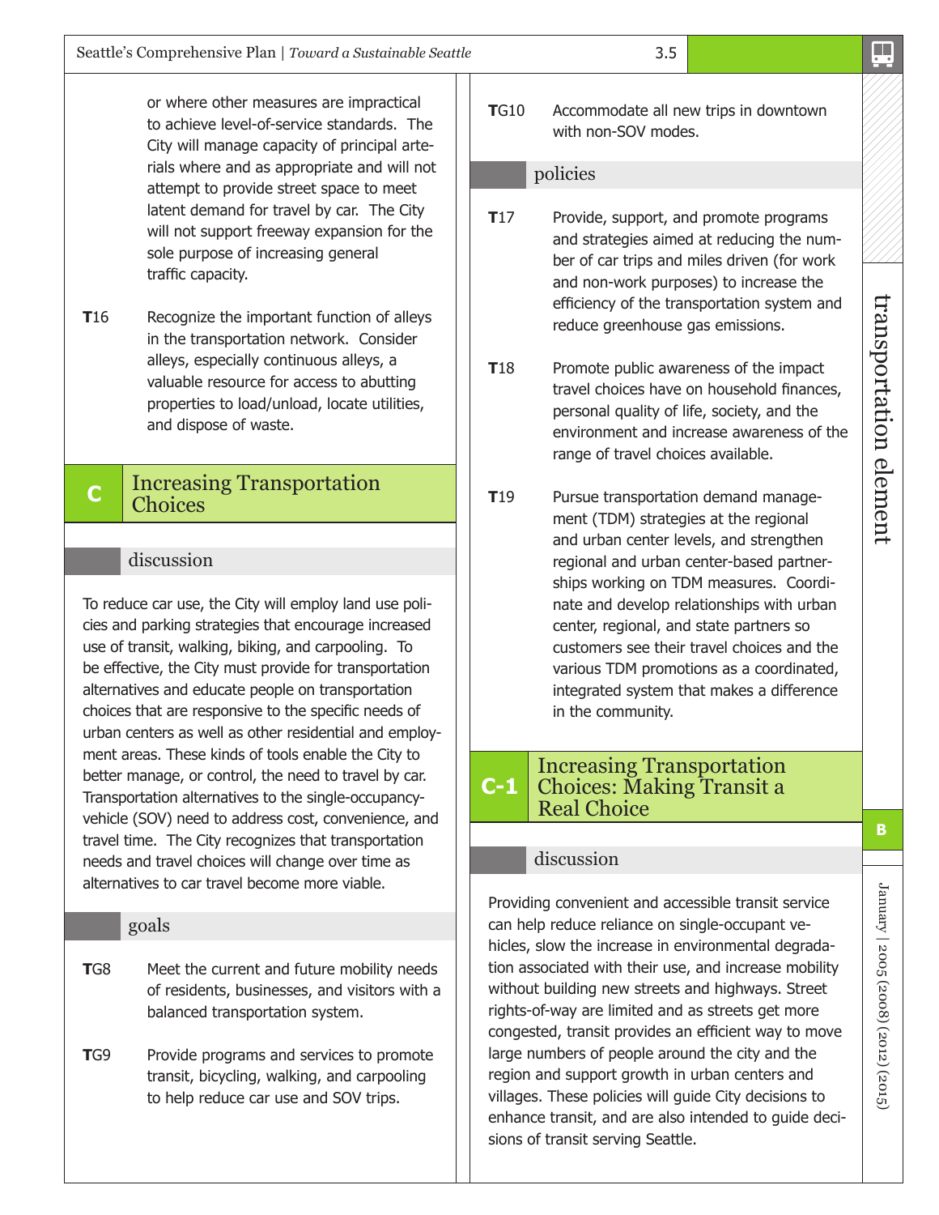or where other measures are impractical to achieve level-of-service standards. The City will manage capacity of principal arterials where and as appropriate and will not attempt to provide street space to meet latent demand for travel by car. The City will not support freeway expansion for the sole purpose of increasing general traffic capacity.

**T**16 Recognize the important function of alleys in the transportation network. Consider alleys, especially continuous alleys, a valuable resource for access to abutting properties to load/unload, locate utilities, and dispose of waste.

## C Increasing Transportation Choices

### discussion

To reduce car use, the City will employ land use policies and parking strategies that encourage increased use of transit, walking, biking, and carpooling. To be effective, the City must provide for transportation alternatives and educate people on transportation choices that are responsive to the specific needs of urban centers as well as other residential and employment areas. These kinds of tools enable the City to better manage, or control, the need to travel by car. Transportation alternatives to the single-occupancy-vehicle (SOV) need to address cost, convenience, and travel time. The City recognizes that transportation needs and travel choices will change over time as alternatives to car travel become more viable.

### goals

**T**G8 Meet the current and future mobility needs of residents, businesses, and visitors with a balanced transportation system.

**T**G9 Provide programs and services to promote transit, bicycling, walking, and carpooling to help reduce car use and SOV trips.

**T**G10 Accommodate all new trips in downtown with non-SOV modes.

### policies

**T**17 Provide, support, and promote programs and strategies aimed at reducing the number of car trips and miles driven (for work and non-work purposes) to increase the efficiency of the transportation system and reduce greenhouse gas emissions.

**T**18 Promote public awareness of the impact travel choices have on household finances, personal quality of life, society, and the environment and increase awareness of the range of travel choices available.

**T**19 Pursue transportation demand management (TDM) strategies at the regional and urban center levels, and strengthen regional and urban center-based partnerships working on TDM measures. Coordinate and develop relationships with urban center, regional, and state partners so customers see their travel choices and the various TDM promotions as a coordinated, integrated system that makes a difference in the community.

## C-1 Increasing Transportation Choices: Making Transit a Real Choice

### discussion

Providing convenient and accessible transit service can help reduce reliance on single-occupant vehicles, slow the increase in environmental degradation associated with their use, and increase mobility without building new streets and highways. Street rights-of-way are limited and as streets get more congested, transit provides an efficient way to move large numbers of people around the city and the region and support growth in urban centers and villages. These policies will guide City decisions to enhance transit, and are also intended to guide decisions of transit serving Seattle.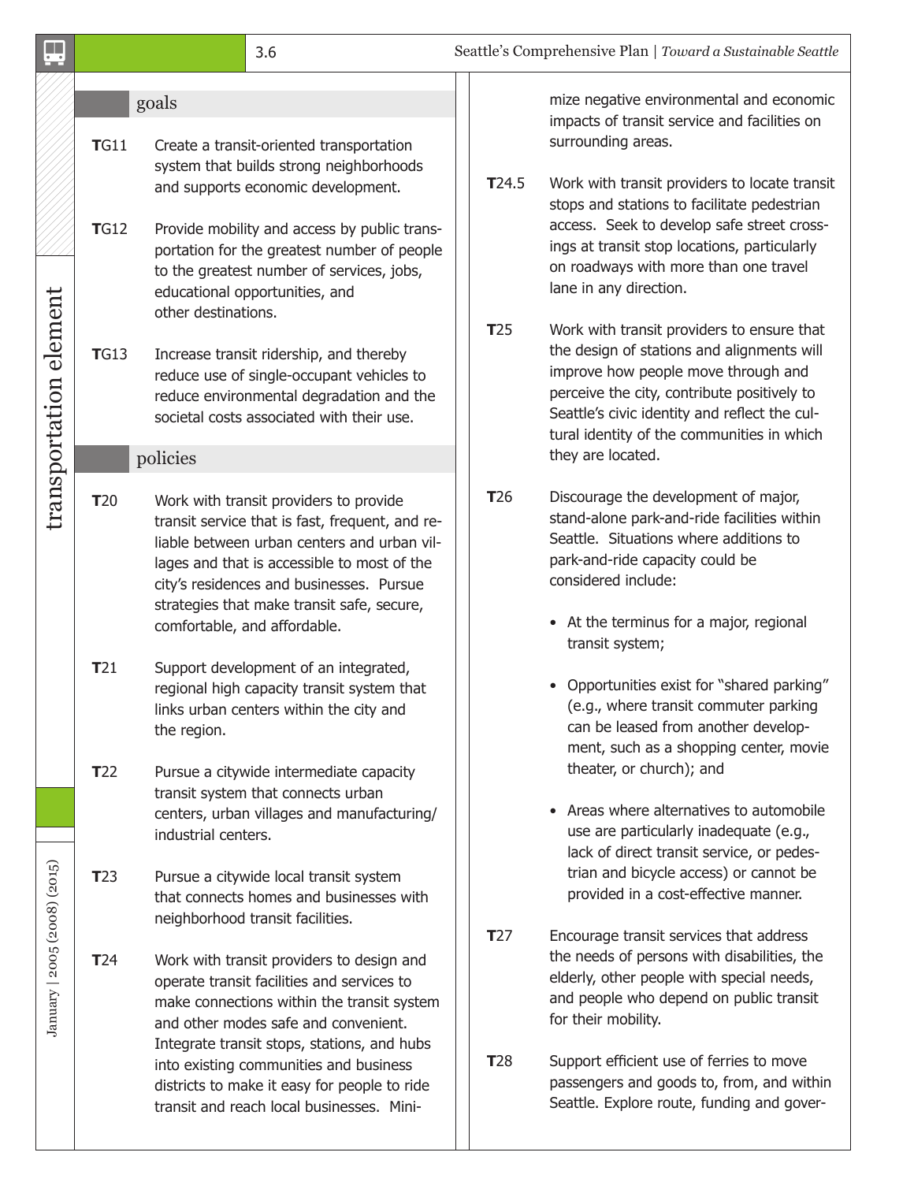## goals

**T**G11 Create a transit-oriented transportation system that builds strong neighborhoods and supports economic development.

**T**G12 Provide mobility and access by public transportation for the greatest number of people to the greatest number of services, jobs, educational opportunities, and other destinations.

**T**G13 Increase transit ridership, and thereby reduce use of single-occupant vehicles to reduce environmental degradation and the societal costs associated with their use.

## policies

**T**20 Work with transit providers to provide transit service that is fast, frequent, and reliable between urban centers and urban villages and that is accessible to most of the city's residences and businesses. Pursue strategies that make transit safe, secure, comfortable, and affordable.

**T**21 Support development of an integrated, regional high capacity transit system that links urban centers within the city and the region.

**T**22 Pursue a citywide intermediate capacity transit system that connects urban centers, urban villages and manufacturing/industrial centers.

**T**23 Pursue a citywide local transit system that connects homes and businesses with neighborhood transit facilities.

**T**24 Work with transit providers to design and operate transit facilities and services to make connections within the transit system and other modes safe and convenient. Integrate transit stops, stations, and hubs into existing communities and business districts to make it easy for people to ride transit and reach local businesses. Minimize negative environmental and economic impacts of transit service and facilities on surrounding areas.

**T**24.5 Work with transit providers to locate transit stops and stations to facilitate pedestrian access. Seek to develop safe street crossings at transit stop locations, particularly on roadways with more than one travel lane in any direction.

**T**25 Work with transit providers to ensure that the design of stations and alignments will improve how people move through and perceive the city, contribute positively to Seattle's civic identity and reflect the cultural identity of the communities in which they are located.

**T**26 Discourage the development of major, stand-alone park-and-ride facilities within Seattle. Situations where additions to park-and-ride capacity could be considered include:

- At the terminus for a major, regional transit system;
- Opportunities exist for "shared parking" (e.g., where transit commuter parking can be leased from another development, such as a shopping center, movie theater, or church); and
- Areas where alternatives to automobile use are particularly inadequate (e.g., lack of direct transit service, or pedestrian and bicycle access) or cannot be provided in a cost-effective manner.

**T**27 Encourage transit services that address the needs of persons with disabilities, the elderly, other people with special needs, and people who depend on public transit for their mobility.

**T**28 Support efficient use of ferries to move passengers and goods to, from, and within Seattle. Explore route, funding and gover-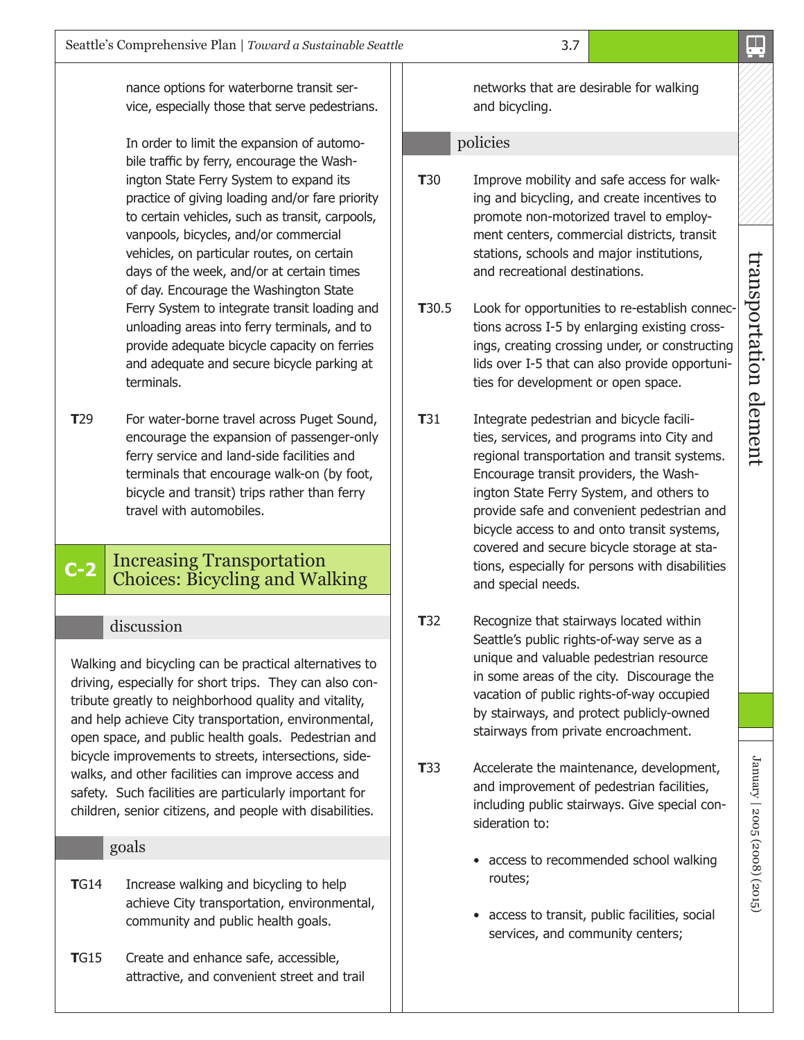nance options for waterborne transit service, especially those that serve pedestrians.

In order to limit the expansion of automobile traffic by ferry, encourage the Washington State Ferry System to expand its practice of giving loading and/or fare priority to certain vehicles, such as transit, carpools, vanpools, bicycles, and/or commercial vehicles, on particular routes, on certain days of the week, and/or at certain times of day. Encourage the Washington State Ferry System to integrate transit loading and unloading areas into ferry terminals, and to provide adequate bicycle capacity on ferries and adequate and secure bicycle parking at terminals.

**T**29 For water-borne travel across Puget Sound, encourage the expansion of passenger-only ferry service and land-side facilities and terminals that encourage walk-on (by foot, bicycle and transit) trips rather than ferry travel with automobiles.

## C-2 Increasing Transportation Choices: Bicycling and Walking

### discussion

Walking and bicycling can be practical alternatives to driving, especially for short trips. They can also contribute greatly to neighborhood quality and vitality, and help achieve City transportation, environmental, open space, and public health goals. Pedestrian and bicycle improvements to streets, intersections, sidewalks, and other facilities can improve access and safety. Such facilities are particularly important for children, senior citizens, and people with disabilities.

### goals

**T**G14 Increase walking and bicycling to help achieve City transportation, environmental, community and public health goals.

**T**G15 Create and enhance safe, accessible, attractive, and convenient street and trail networks that are desirable for walking and bicycling.

### policies

**T**30 Improve mobility and safe access for walking and bicycling, and create incentives to promote non-motorized travel to employment centers, commercial districts, transit stations, schools and major institutions, and recreational destinations.

**T**30.5 Look for opportunities to re-establish connections across I-5 by enlarging existing crossings, creating crossing under, or constructing lids over I-5 that can also provide opportunities for development or open space.

**T**31 Integrate pedestrian and bicycle facilities, services, and programs into City and regional transportation and transit systems. Encourage transit providers, the Washington State Ferry System, and others to provide safe and convenient pedestrian and bicycle access to and onto transit systems, covered and secure bicycle storage at stations, especially for persons with disabilities and special needs.

**T**32 Recognize that stairways located within Seattle's public rights-of-way serve as a unique and valuable pedestrian resource in some areas of the city. Discourage the vacation of public rights-of-way occupied by stairways, and protect publicly-owned stairways from private encroachment.

**T**33 Accelerate the maintenance, development, and improvement of pedestrian facilities, including public stairways. Give special consideration to:

- access to recommended school walking routes;
- access to transit, public facilities, social services, and community centers;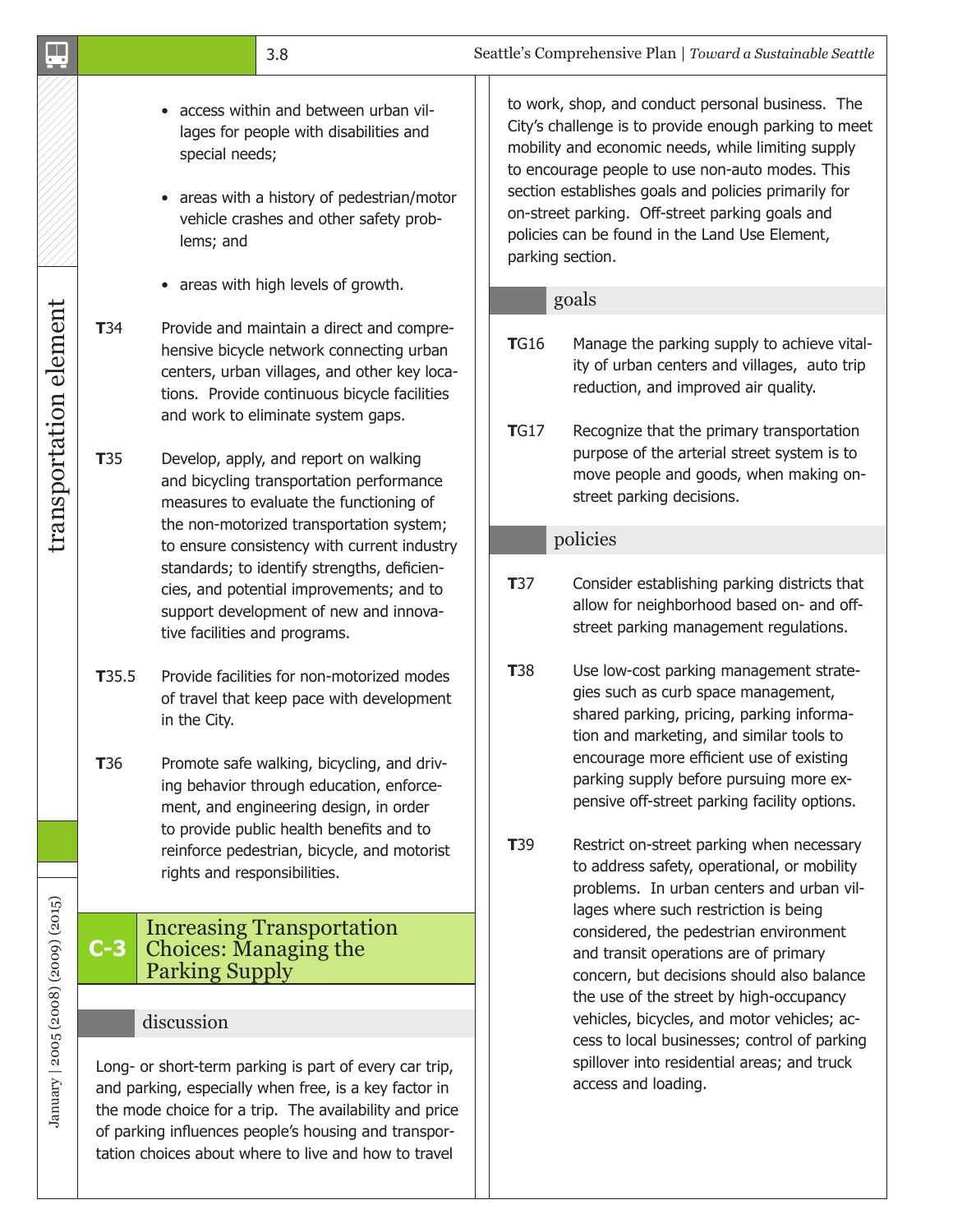- access within and between urban villages for people with disabilities and special needs;
- areas with a history of pedestrian/motor vehicle crashes and other safety problems; and
- areas with high levels of growth.

**T**34 Provide and maintain a direct and comprehensive bicycle network connecting urban centers, urban villages, and other key locations. Provide continuous bicycle facilities and work to eliminate system gaps.

**T**35 Develop, apply, and report on walking and bicycling transportation performance measures to evaluate the functioning of the non-motorized transportation system; to ensure consistency with current industry standards; to identify strengths, deficiencies, and potential improvements; and to support development of new and innovative facilities and programs.

**T**35.5 Provide facilities for non-motorized modes of travel that keep pace with development in the City.

**T**36 Promote safe walking, bicycling, and driving behavior through education, enforcement, and engineering design, in order to provide public health benefits and to reinforce pedestrian, bicycle, and motorist rights and responsibilities.

## C-3 Increasing Transportation Choices: Managing the Parking Supply

### discussion

Long- or short-term parking is part of every car trip, and parking, especially when free, is a key factor in the mode choice for a trip. The availability and price of parking influences people's housing and transportation choices about where to live and how to travel to work, shop, and conduct personal business. The City's challenge is to provide enough parking to meet mobility and economic needs, while limiting supply to encourage people to use non-auto modes. This section establishes goals and policies primarily for on-street parking. Off-street parking goals and policies can be found in the Land Use Element, parking section.

### goals

**T**G16 Manage the parking supply to achieve vitality of urban centers and villages, auto trip reduction, and improved air quality.

**T**G17 Recognize that the primary transportation purpose of the arterial street system is to move people and goods, when making on-street parking decisions.

### policies

**T**37 Consider establishing parking districts that allow for neighborhood based on- and off-street parking management regulations.

**T**38 Use low-cost parking management strategies such as curb space management, shared parking, pricing, parking information and marketing, and similar tools to encourage more efficient use of existing parking supply before pursuing more expensive off-street parking facility options.

**T**39 Restrict on-street parking when necessary to address safety, operational, or mobility problems. In urban centers and urban villages where such restriction is being considered, the pedestrian environment and transit operations are of primary concern, but decisions should also balance the use of the street by high-occupancy vehicles, bicycles, and motor vehicles; access to local businesses; control of parking spillover into residential areas; and truck access and loading.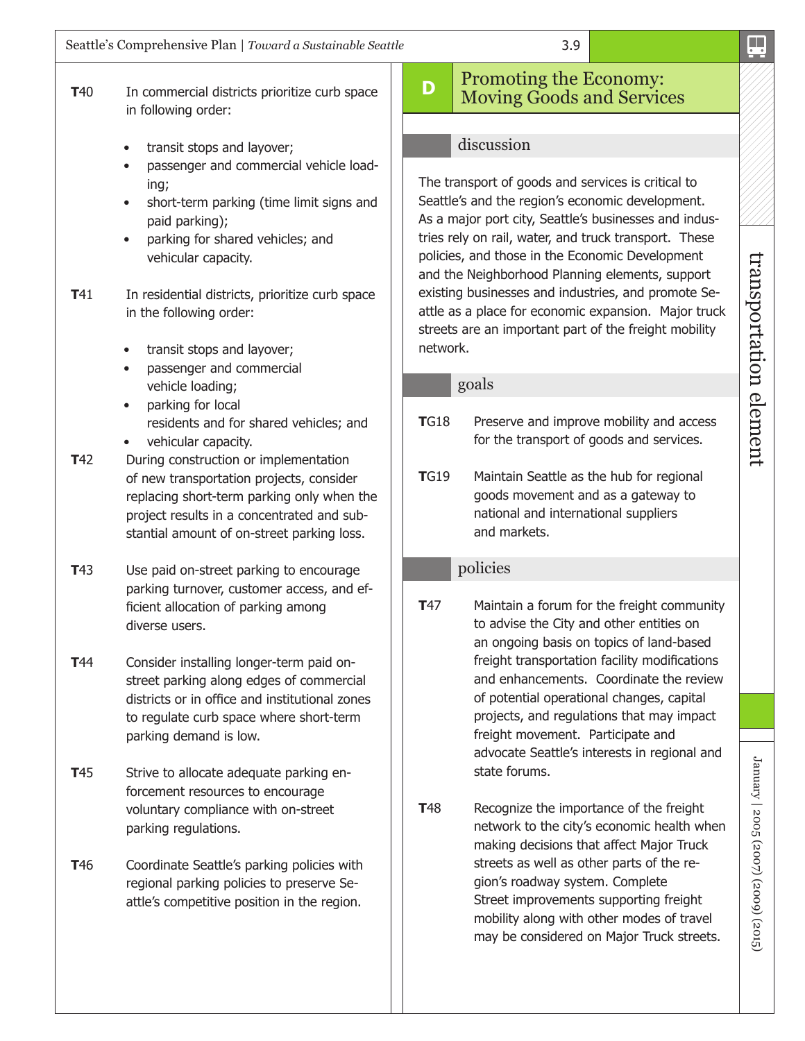**T**40 In commercial districts prioritize curb space in following order:

- transit stops and layover;
- passenger and commercial vehicle loading;
- short-term parking (time limit signs and paid parking);
- parking for shared vehicles; and vehicular capacity.

**T**41 In residential districts, prioritize curb space in the following order:

- transit stops and layover;
- passenger and commercial vehicle loading;
- parking for local residents and for shared vehicles; and
- vehicular capacity.

**T**42 During construction or implementation of new transportation projects, consider replacing short-term parking only when the project results in a concentrated and substantial amount of on-street parking loss.

**T**43 Use paid on-street parking to encourage parking turnover, customer access, and efficient allocation of parking among diverse users.

**T**44 Consider installing longer-term paid on-street parking along edges of commercial districts or in office and institutional zones to regulate curb space where short-term parking demand is low.

**T**45 Strive to allocate adequate parking enforcement resources to encourage voluntary compliance with on-street parking regulations.

**T**46 Coordinate Seattle's parking policies with regional parking policies to preserve Seattle's competitive position in the region.

## D Promoting the Economy: Moving Goods and Services

### discussion

The transport of goods and services is critical to Seattle's and the region's economic development. As a major port city, Seattle's businesses and industries rely on rail, water, and truck transport. These policies, and those in the Economic Development and the Neighborhood Planning elements, support existing businesses and industries, and promote Seattle as a place for economic expansion. Major truck streets are an important part of the freight mobility network.

### goals

**T**G18 Preserve and improve mobility and access for the transport of goods and services.

**T**G19 Maintain Seattle as the hub for regional goods movement and as a gateway to national and international suppliers and markets.

### policies

**T**47 Maintain a forum for the freight community to advise the City and other entities on an ongoing basis on topics of land-based freight transportation facility modifications and enhancements. Coordinate the review of potential operational changes, capital projects, and regulations that may impact freight movement. Participate and advocate Seattle's interests in regional and state forums.

**T**48 Recognize the importance of the freight network to the city's economic health when making decisions that affect Major Truck streets as well as other parts of the region's roadway system. Complete Street improvements supporting freight mobility along with other modes of travel may be considered on Major Truck streets.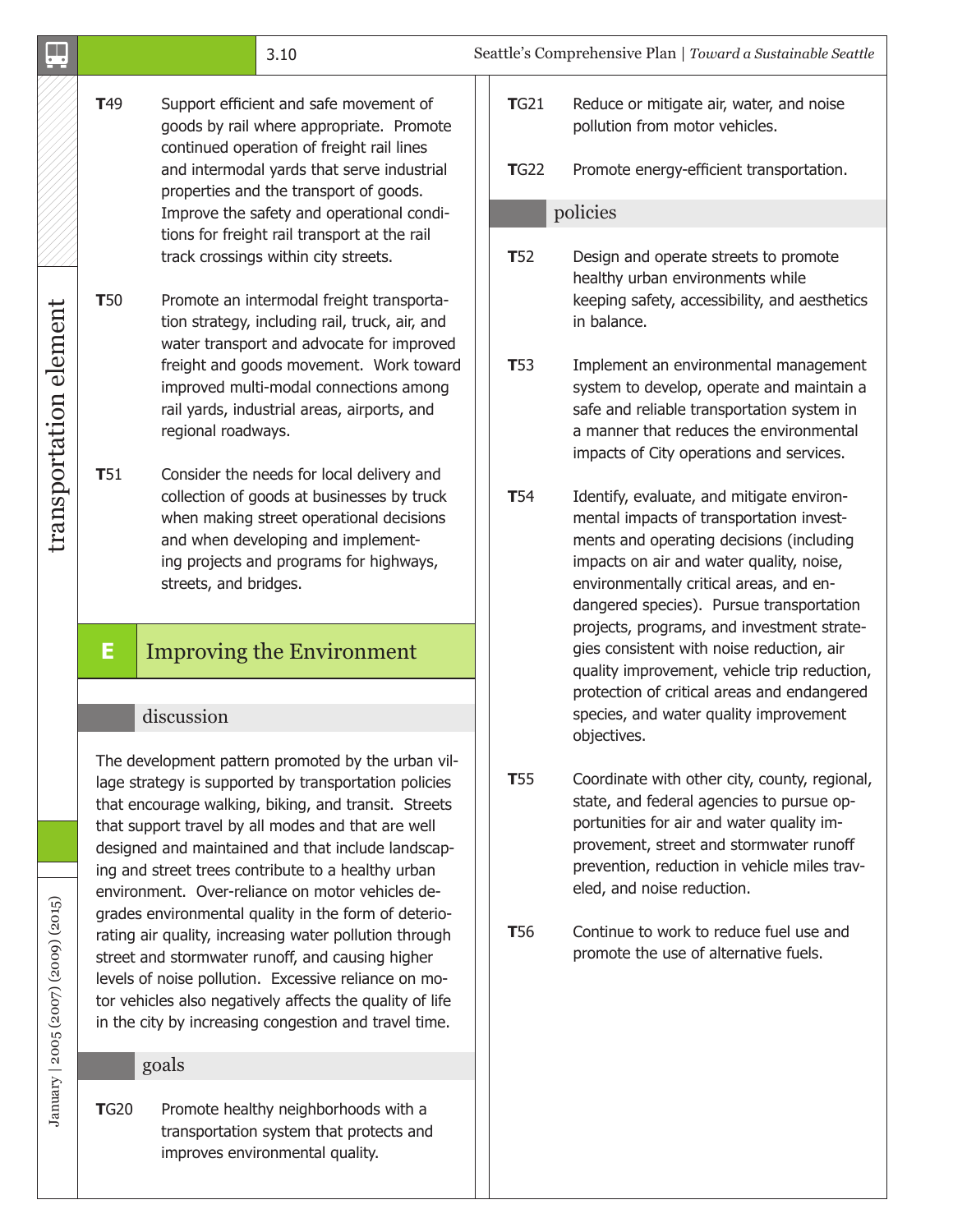**T**49 Support efficient and safe movement of goods by rail where appropriate. Promote continued operation of freight rail lines and intermodal yards that serve industrial properties and the transport of goods. Improve the safety and operational conditions for freight rail transport at the rail track crossings within city streets.

**T**50 Promote an intermodal freight transportation strategy, including rail, truck, air, and water transport and advocate for improved freight and goods movement. Work toward improved multi-modal connections among rail yards, industrial areas, airports, and regional roadways.

**T**51 Consider the needs for local delivery and collection of goods at businesses by truck when making street operational decisions and when developing and implementing projects and programs for highways, streets, and bridges.

## E Improving the Environment

### discussion

The development pattern promoted by the urban village strategy is supported by transportation policies that encourage walking, biking, and transit. Streets that support travel by all modes and that are well designed and maintained and that include landscaping and street trees contribute to a healthy urban environment. Over-reliance on motor vehicles degrades environmental quality in the form of deteriorating air quality, increasing water pollution through street and stormwater runoff, and causing higher levels of noise pollution. Excessive reliance on motor vehicles also negatively affects the quality of life in the city by increasing congestion and travel time.

### goals

**T**G20 Promote healthy neighborhoods with a transportation system that protects and improves environmental quality.

**T**G21 Reduce or mitigate air, water, and noise pollution from motor vehicles.

**T**G22 Promote energy-efficient transportation.

### policies

**T**52 Design and operate streets to promote healthy urban environments while keeping safety, accessibility, and aesthetics in balance.

**T**53 Implement an environmental management system to develop, operate and maintain a safe and reliable transportation system in a manner that reduces the environmental impacts of City operations and services.

**T**54 Identify, evaluate, and mitigate environmental impacts of transportation investments and operating decisions (including impacts on air and water quality, noise, environmentally critical areas, and endangered species). Pursue transportation projects, programs, and investment strategies consistent with noise reduction, air quality improvement, vehicle trip reduction, protection of critical areas and endangered species, and water quality improvement objectives.

**T**55 Coordinate with other city, county, regional, state, and federal agencies to pursue opportunities for air and water quality improvement, street and stormwater runoff prevention, reduction in vehicle miles traveled, and noise reduction.

**T**56 Continue to work to reduce fuel use and promote the use of alternative fuels.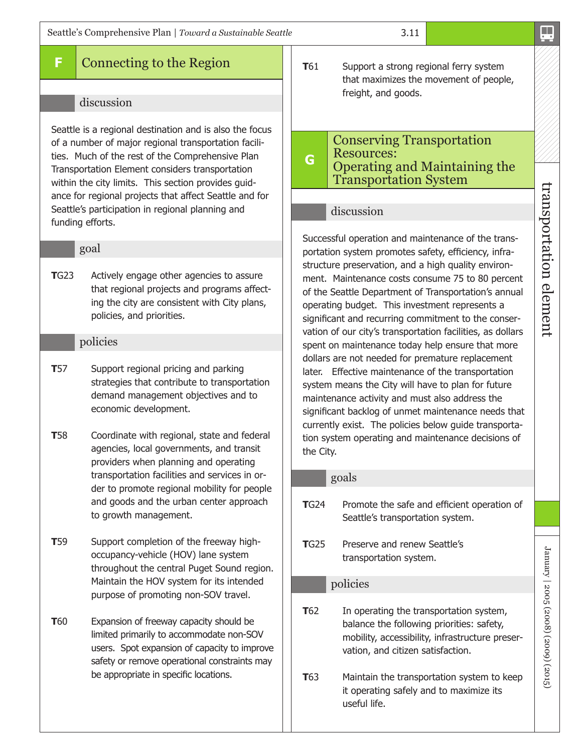## F Connecting to the Region

### discussion

Seattle is a regional destination and is also the focus of a number of major regional transportation facilities. Much of the rest of the Comprehensive Plan Transportation Element considers transportation within the city limits. This section provides guidance for regional projects that affect Seattle and for Seattle's participation in regional planning and funding efforts.

### goal

**T**G23 Actively engage other agencies to assure that regional projects and programs affecting the city are consistent with City plans, policies, and priorities.

### policies

**T**57 Support regional pricing and parking strategies that contribute to transportation demand management objectives and to economic development.

**T**58 Coordinate with regional, state and federal agencies, local governments, and transit providers when planning and operating transportation facilities and services in order to promote regional mobility for people and goods and the urban center approach to growth management.

**T**59 Support completion of the freeway high-occupancy-vehicle (HOV) lane system throughout the central Puget Sound region. Maintain the HOV system for its intended purpose of promoting non-SOV travel.

**T**60 Expansion of freeway capacity should be limited primarily to accommodate non-SOV users. Spot expansion of capacity to improve safety or remove operational constraints may be appropriate in specific locations.

**T**61 Support a strong regional ferry system that maximizes the movement of people, freight, and goods.

## G Conserving Transportation Resources: Operating and Maintaining the Transportation System

### discussion

Successful operation and maintenance of the transportation system promotes safety, efficiency, infrastructure preservation, and a high quality environment. Maintenance costs consume 75 to 80 percent of the Seattle Department of Transportation's annual operating budget. This investment represents a significant and recurring commitment to the conservation of our city's transportation facilities, as dollars spent on maintenance today help ensure that more dollars are not needed for premature replacement later. Effective maintenance of the transportation system means the City will have to plan for future maintenance activity and must also address the significant backlog of unmet maintenance needs that currently exist. The policies below guide transportation system operating and maintenance decisions of the City.

### goals

**T**G24 Promote the safe and efficient operation of Seattle's transportation system.

**T**G25 Preserve and renew Seattle's transportation system.

### policies

**T**62 In operating the transportation system, balance the following priorities: safety, mobility, accessibility, infrastructure preservation, and citizen satisfaction.

**T**63 Maintain the transportation system to keep it operating safely and to maximize its useful life.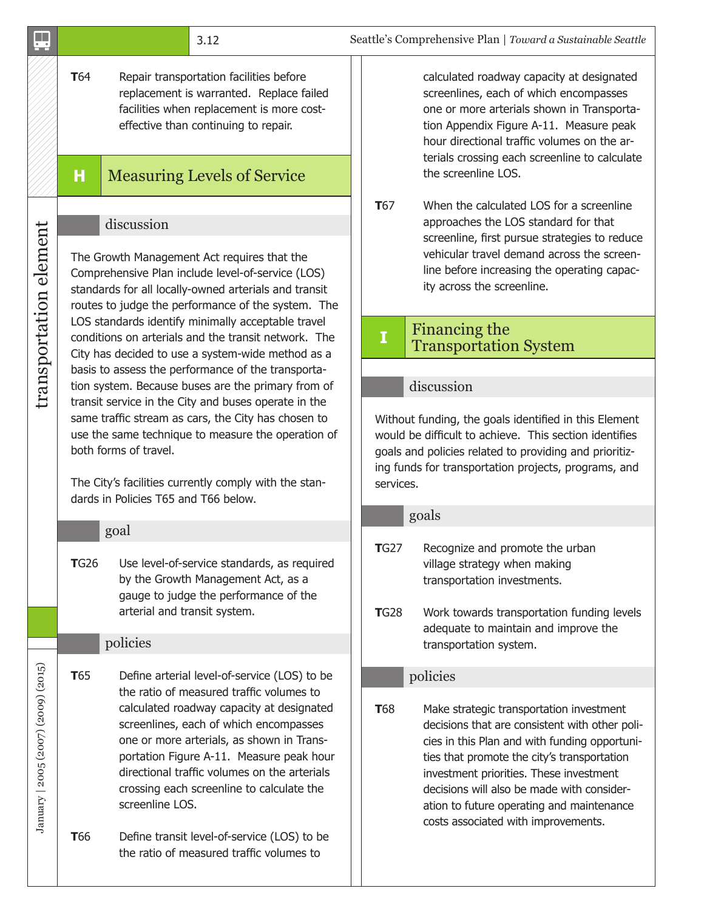**T64** Repair transportation facilities before replacement is warranted. Replace failed facilities when replacement is more cost-effective than continuing to repair.

## H Measuring Levels of Service

### discussion

The Growth Management Act requires that the Comprehensive Plan include level-of-service (LOS) standards for all locally-owned arterials and transit routes to judge the performance of the system. The LOS standards identify minimally acceptable travel conditions on arterials and the transit network. The City has decided to use a system-wide method as a basis to assess the performance of the transportation system. Because buses are the primary from of transit service in the City and buses operate in the same traffic stream as cars, the City has chosen to use the same technique to measure the operation of both forms of travel.

The City's facilities currently comply with the standards in Policies T65 and T66 below.

### goal

**TG26** Use level-of-service standards, as required by the Growth Management Act, as a gauge to judge the performance of the arterial and transit system.

### policies

**T65** Define arterial level-of-service (LOS) to be the ratio of measured traffic volumes to calculated roadway capacity at designated screenlines, each of which encompasses one or more arterials, as shown in Transportation Figure A-11. Measure peak hour directional traffic volumes on the arterials crossing each screenline to calculate the screenline LOS.

**T66** Define transit level-of-service (LOS) to be the ratio of measured traffic volumes to calculated roadway capacity at designated screenlines, each of which encompasses one or more arterials shown in Transportation Appendix Figure A-11. Measure peak hour directional traffic volumes on the arterials crossing each screenline to calculate the screenline LOS.

**T67** When the calculated LOS for a screenline approaches the LOS standard for that screenline, first pursue strategies to reduce vehicular travel demand across the screenline before increasing the operating capacity across the screenline.

## I Financing the Transportation System

### discussion

Without funding, the goals identified in this Element would be difficult to achieve. This section identifies goals and policies related to providing and prioritizing funds for transportation projects, programs, and services.

### goals

**TG27** Recognize and promote the urban village strategy when making transportation investments.

**TG28** Work towards transportation funding levels adequate to maintain and improve the transportation system.

### policies

**T68** Make strategic transportation investment decisions that are consistent with other policies in this Plan and with funding opportunities that promote the city's transportation investment priorities. These investment decisions will also be made with consideration to future operating and maintenance costs associated with improvements.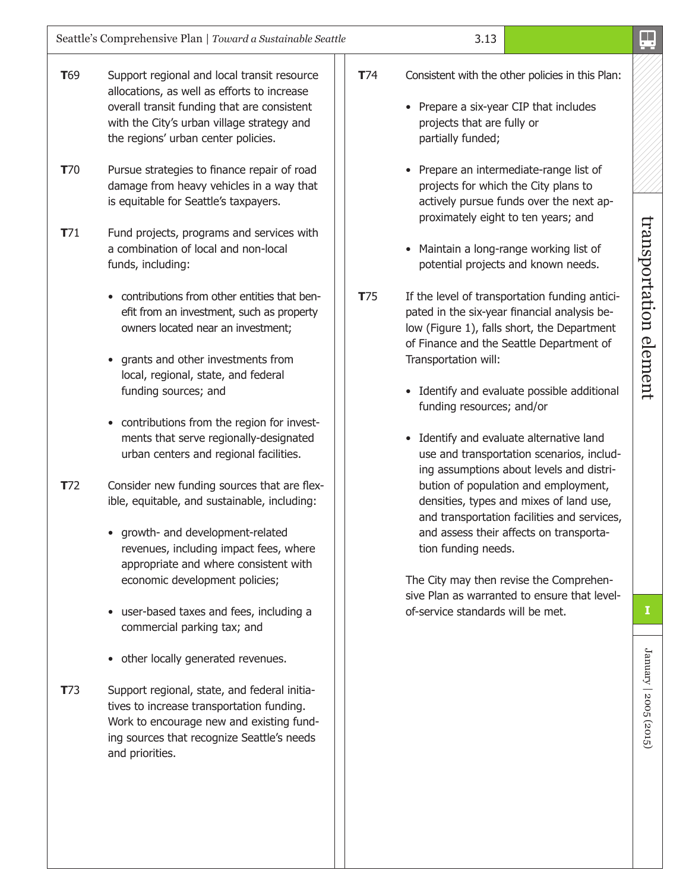**T**69 Support regional and local transit resource allocations, as well as efforts to increase overall transit funding that are consistent with the City's urban village strategy and the regions' urban center policies.

**T**70 Pursue strategies to finance repair of road damage from heavy vehicles in a way that is equitable for Seattle's taxpayers.

**T**71 Fund projects, programs and services with a combination of local and non-local funds, including:

- contributions from other entities that benefit from an investment, such as property owners located near an investment;
- grants and other investments from local, regional, state, and federal funding sources; and
- contributions from the region for investments that serve regionally-designated urban centers and regional facilities.

**T**72 Consider new funding sources that are flexible, equitable, and sustainable, including:

- growth- and development-related revenues, including impact fees, where appropriate and where consistent with economic development policies;
- user-based taxes and fees, including a commercial parking tax; and
- other locally generated revenues.

**T**73 Support regional, state, and federal initiatives to increase transportation funding. Work to encourage new and existing funding sources that recognize Seattle's needs and priorities.

**T**74 Consistent with the other policies in this Plan:

- Prepare a six-year CIP that includes projects that are fully or partially funded;
- Prepare an intermediate-range list of projects for which the City plans to actively pursue funds over the next approximately eight to ten years; and
- Maintain a long-range working list of potential projects and known needs.

**T**75 If the level of transportation funding anticipated in the six-year financial analysis below (Figure 1), falls short, the Department of Finance and the Seattle Department of Transportation will:

- Identify and evaluate possible additional funding resources; and/or
- Identify and evaluate alternative land use and transportation scenarios, including assumptions about levels and distribution of population and employment, densities, types and mixes of land use, and transportation facilities and services, and assess their affects on transportation funding needs.

The City may then revise the Comprehensive Plan as warranted to ensure that level-of-service standards will be met.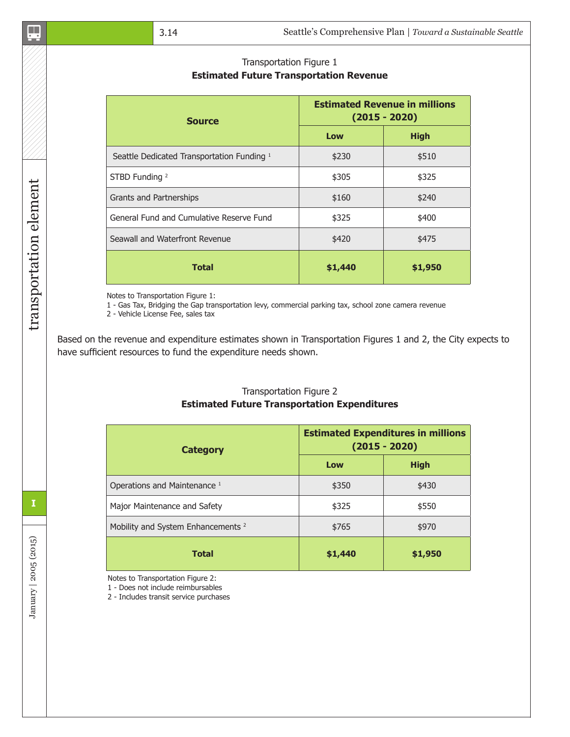Transportation Figure 1

**Estimated Future Transportation Revenue**

| Source | Estimated Revenue in millions (2015 - 2020) | |
|---|---|---|
| | Low | High |
| Seattle Dedicated Transportation Funding [1] | $230 | $510 |
| STBD Funding [2] | $305 | $325 |
| Grants and Partnerships | $160 | $240 |
| General Fund and Cumulative Reserve Fund | $325 | $400 |
| Seawall and Waterfront Revenue | $420 | $475 |
| **Total** | **$1,440** | **$1,950** |

Notes to Transportation Figure 1:
1 - Gas Tax, Bridging the Gap transportation levy, commercial parking tax, school zone camera revenue
2 - Vehicle License Fee, sales tax

Based on the revenue and expenditure estimates shown in Transportation Figures 1 and 2, the City expects to have sufficient resources to fund the expenditure needs shown.

Transportation Figure 2

**Estimated Future Transportation Expenditures**

| Category | Estimated Expenditures in millions (2015 - 2020) | |
|---|---|---|
| | Low | High |
| Operations and Maintenance [1] | $350 | $430 |
| Major Maintenance and Safety | $325 | $550 |
| Mobility and System Enhancements [2] | $765 | $970 |
| **Total** | **$1,440** | **$1,950** |

Notes to Transportation Figure 2:
1 - Does not include reimbursables
2 - Includes transit service purchases